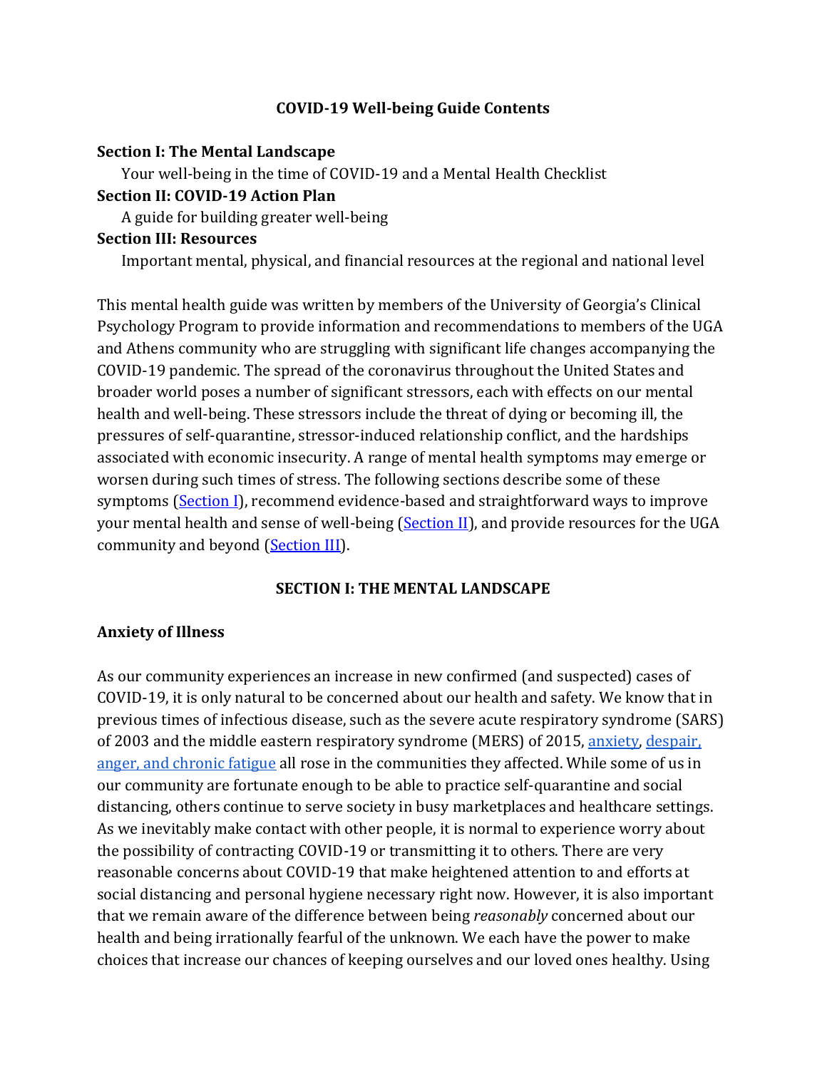# COVID-19 Well-being Guide Contents

**Section I: The Mental Landscape**

Your well-being in the time of COVID-19 and a Mental Health Checklist

**Section II: COVID-19 Action Plan**

A guide for building greater well-being

**Section III: Resources**

Important mental, physical, and financial resources at the regional and national level

This mental health guide was written by members of the University of Georgia's Clinical Psychology Program to provide information and recommendations to members of the UGA and Athens community who are struggling with significant life changes accompanying the COVID-19 pandemic. The spread of the coronavirus throughout the United States and broader world poses a number of significant stressors, each with effects on our mental health and well-being. These stressors include the threat of dying or becoming ill, the pressures of self-quarantine, stressor-induced relationship conflict, and the hardships associated with economic insecurity. A range of mental health symptoms may emerge or worsen during such times of stress. The following sections describe some of these symptoms (Section I), recommend evidence-based and straightforward ways to improve your mental health and sense of well-being (Section II), and provide resources for the UGA community and beyond (Section III).

## SECTION I: THE MENTAL LANDSCAPE

### Anxiety of Illness

As our community experiences an increase in new confirmed (and suspected) cases of COVID-19, it is only natural to be concerned about our health and safety. We know that in previous times of infectious disease, such as the severe acute respiratory syndrome (SARS) of 2003 and the middle eastern respiratory syndrome (MERS) of 2015, anxiety, despair, anger, and chronic fatigue all rose in the communities they affected. While some of us in our community are fortunate enough to be able to practice self-quarantine and social distancing, others continue to serve society in busy marketplaces and healthcare settings. As we inevitably make contact with other people, it is normal to experience worry about the possibility of contracting COVID-19 or transmitting it to others. There are very reasonable concerns about COVID-19 that make heightened attention to and efforts at social distancing and personal hygiene necessary right now. However, it is also important that we remain aware of the difference between being *reasonably* concerned about our health and being irrationally fearful of the unknown. We each have the power to make choices that increase our chances of keeping ourselves and our loved ones healthy. Using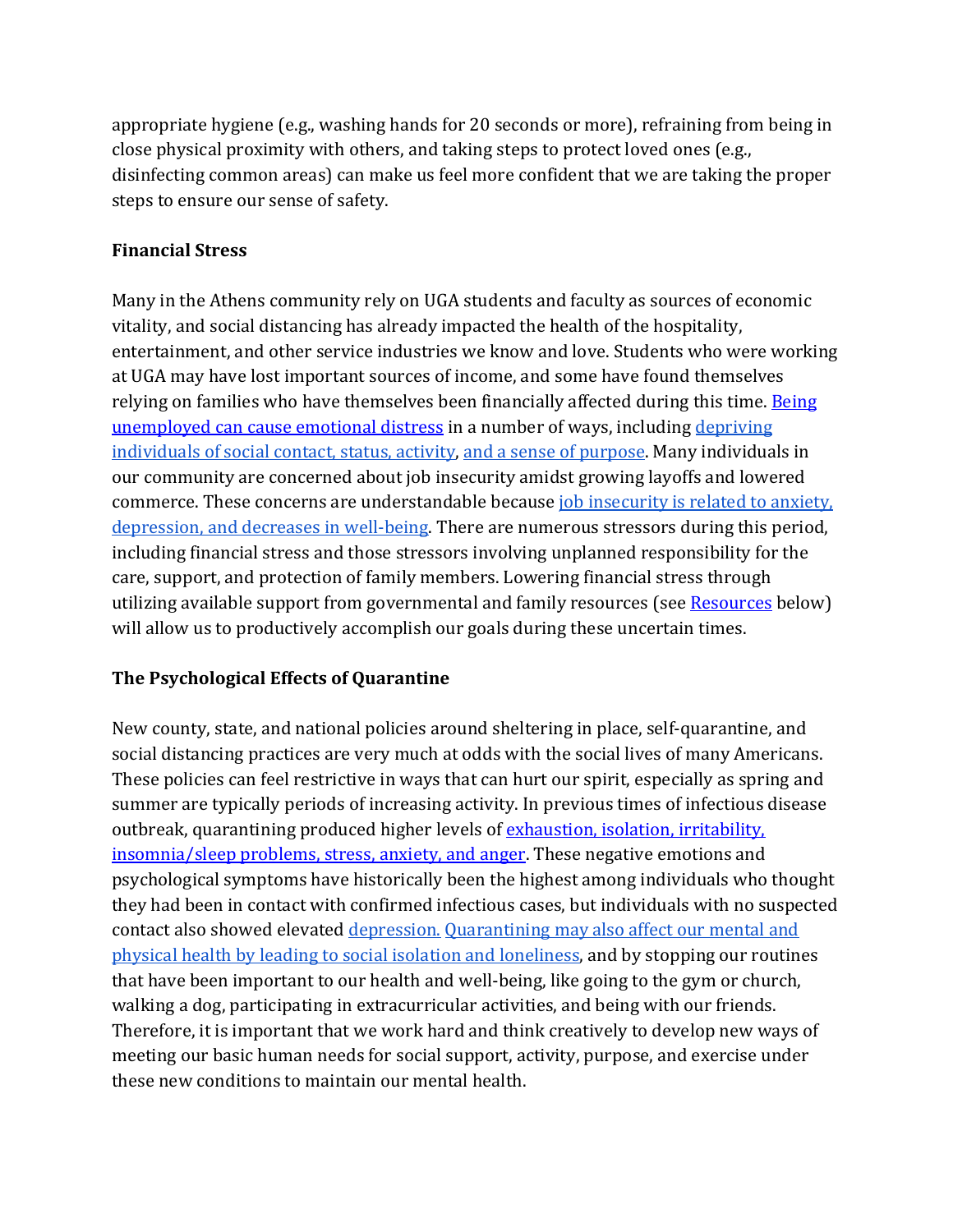appropriate hygiene (e.g., washing hands for 20 seconds or more), refraining from being in close physical proximity with others, and taking steps to protect loved ones (e.g., disinfecting common areas) can make us feel more confident that we are taking the proper steps to ensure our sense of safety.

**Financial Stress**

Many in the Athens community rely on UGA students and faculty as sources of economic vitality, and social distancing has already impacted the health of the hospitality, entertainment, and other service industries we know and love. Students who were working at UGA may have lost important sources of income, and some have found themselves relying on families who have themselves been financially affected during this time. Being unemployed can cause emotional distress in a number of ways, including depriving individuals of social contact, status, activity, and a sense of purpose. Many individuals in our community are concerned about job insecurity amidst growing layoffs and lowered commerce. These concerns are understandable because job insecurity is related to anxiety, depression, and decreases in well-being. There are numerous stressors during this period, including financial stress and those stressors involving unplanned responsibility for the care, support, and protection of family members. Lowering financial stress through utilizing available support from governmental and family resources (see Resources below) will allow us to productively accomplish our goals during these uncertain times.

**The Psychological Effects of Quarantine**

New county, state, and national policies around sheltering in place, self-quarantine, and social distancing practices are very much at odds with the social lives of many Americans. These policies can feel restrictive in ways that can hurt our spirit, especially as spring and summer are typically periods of increasing activity. In previous times of infectious disease outbreak, quarantining produced higher levels of exhaustion, isolation, irritability, insomnia/sleep problems, stress, anxiety, and anger. These negative emotions and psychological symptoms have historically been the highest among individuals who thought they had been in contact with confirmed infectious cases, but individuals with no suspected contact also showed elevated depression. Quarantining may also affect our mental and physical health by leading to social isolation and loneliness, and by stopping our routines that have been important to our health and well-being, like going to the gym or church, walking a dog, participating in extracurricular activities, and being with our friends. Therefore, it is important that we work hard and think creatively to develop new ways of meeting our basic human needs for social support, activity, purpose, and exercise under these new conditions to maintain our mental health.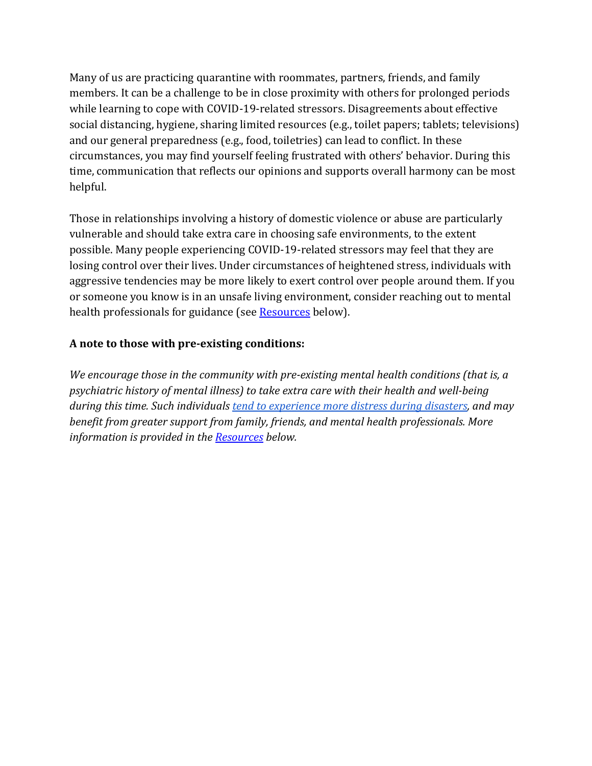Many of us are practicing quarantine with roommates, partners, friends, and family members. It can be a challenge to be in close proximity with others for prolonged periods while learning to cope with COVID-19-related stressors. Disagreements about effective social distancing, hygiene, sharing limited resources (e.g., toilet papers; tablets; televisions) and our general preparedness (e.g., food, toiletries) can lead to conflict. In these circumstances, you may find yourself feeling frustrated with others' behavior. During this time, communication that reflects our opinions and supports overall harmony can be most helpful.

Those in relationships involving a history of domestic violence or abuse are particularly vulnerable and should take extra care in choosing safe environments, to the extent possible. Many people experiencing COVID-19-related stressors may feel that they are losing control over their lives. Under circumstances of heightened stress, individuals with aggressive tendencies may be more likely to exert control over people around them. If you or someone you know is in an unsafe living environment, consider reaching out to mental health professionals for guidance (see Resources below).

**A note to those with pre-existing conditions:**

*We encourage those in the community with pre-existing mental health conditions (that is, a psychiatric history of mental illness) to take extra care with their health and well-being during this time. Such individuals tend to experience more distress during disasters, and may benefit from greater support from family, friends, and mental health professionals. More information is provided in the Resources below.*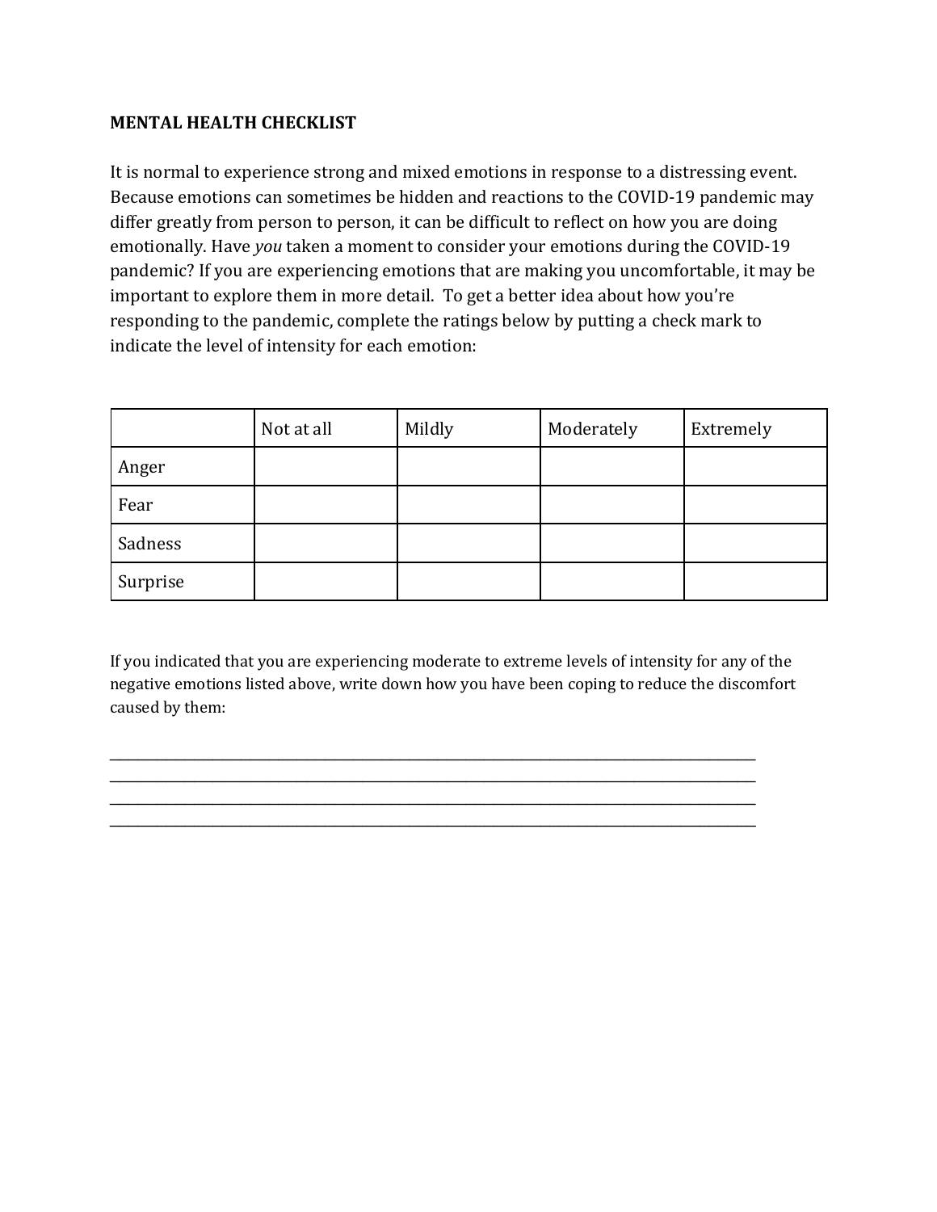**MENTAL HEALTH CHECKLIST**

It is normal to experience strong and mixed emotions in response to a distressing event. Because emotions can sometimes be hidden and reactions to the COVID-19 pandemic may differ greatly from person to person, it can be difficult to reflect on how you are doing emotionally. Have *you* taken a moment to consider your emotions during the COVID-19 pandemic? If you are experiencing emotions that are making you uncomfortable, it may be important to explore them in more detail. To get a better idea about how you're responding to the pandemic, complete the ratings below by putting a check mark to indicate the level of intensity for each emotion:

| | Not at all | Mildly | Moderately | Extremely |
|---|---|---|---|---|
| Anger | | | | |
| Fear | | | | |
| Sadness | | | | |
| Surprise | | | | |

If you indicated that you are experiencing moderate to extreme levels of intensity for any of the negative emotions listed above, write down how you have been coping to reduce the discomfort caused by them:

______________________________________________________________________________
______________________________________________________________________________
______________________________________________________________________________
______________________________________________________________________________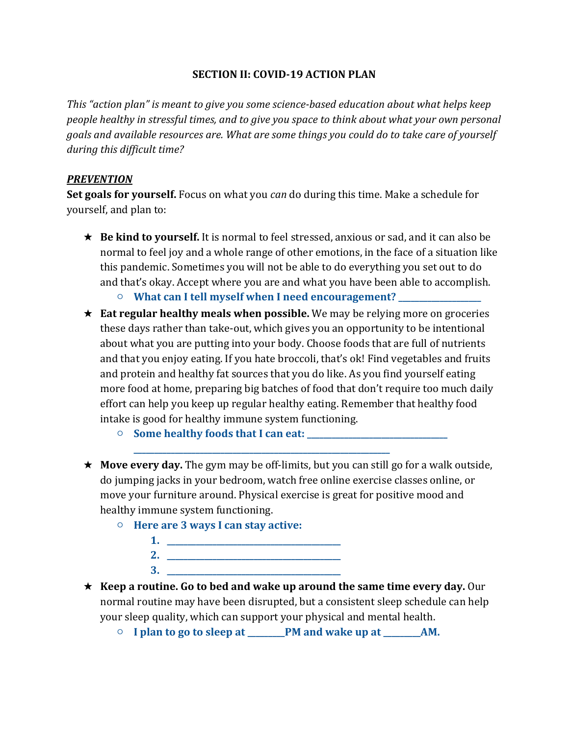**SECTION II: COVID-19 ACTION PLAN**

*This "action plan" is meant to give you some science-based education about what helps keep people healthy in stressful times, and to give you space to think about what your own personal goals and available resources are. What are some things you could do to take care of yourself during this difficult time?*

***PREVENTION***

**Set goals for yourself.** Focus on what you *can* do during this time. Make a schedule for yourself, and plan to:

- ★ **Be kind to yourself.** It is normal to feel stressed, anxious or sad, and it can also be normal to feel joy and a whole range of other emotions, in the face of a situation like this pandemic. Sometimes you will not be able to do everything you set out to do and that's okay. Accept where you are and what you have been able to accomplish.
    - **What can I tell myself when I need encouragement? ____________________**
- ★ **Eat regular healthy meals when possible.** We may be relying more on groceries these days rather than take-out, which gives you an opportunity to be intentional about what you are putting into your body. Choose foods that are full of nutrients and that you enjoy eating. If you hate broccoli, that's ok! Find vegetables and fruits and protein and healthy fat sources that you do like. As you find yourself eating more food at home, preparing big batches of food that don't require too much daily effort can help you keep up regular healthy eating. Remember that healthy food intake is good for healthy immune system functioning.
    - **Some healthy foods that I can eat: ________________________________ ____________________________________________________________**
- ★ **Move every day.** The gym may be off-limits, but you can still go for a walk outside, do jumping jacks in your bedroom, watch free online exercise classes online, or move your furniture around. Physical exercise is great for positive mood and healthy immune system functioning.
    - **Here are 3 ways I can stay active:**
        1. **________________________________________**
        2. **________________________________________**
        3. **________________________________________**
- ★ **Keep a routine. Go to bed and wake up around the same time every day.** Our normal routine may have been disrupted, but a consistent sleep schedule can help your sleep quality, which can support your physical and mental health.
    - **I plan to go to sleep at _________PM and wake up at _________AM.**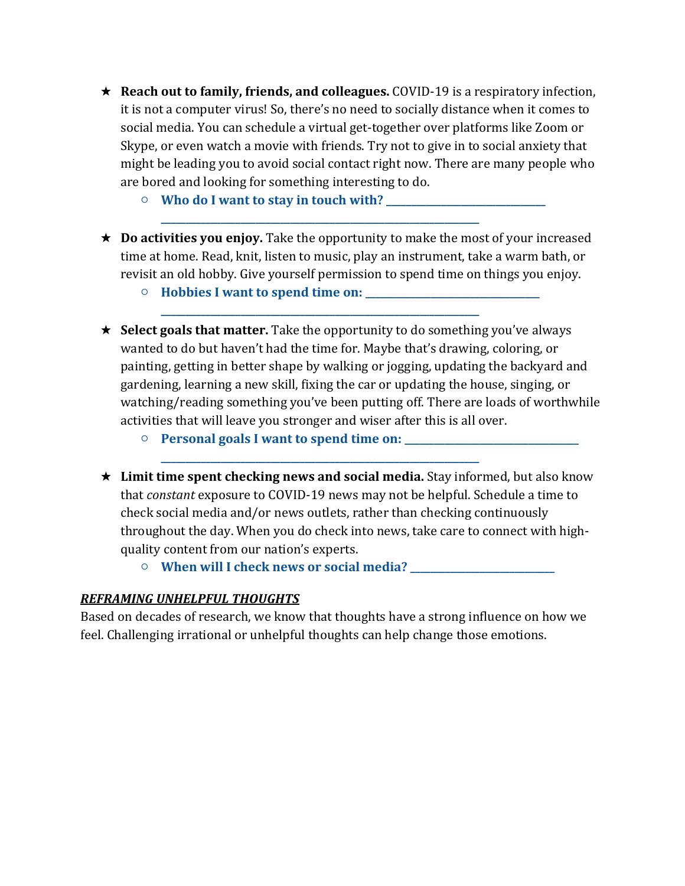- ★ **Reach out to family, friends, and colleagues.** COVID-19 is a respiratory infection, it is not a computer virus! So, there's no need to socially distance when it comes to social media. You can schedule a virtual get-together over platforms like Zoom or Skype, or even watch a movie with friends. Try not to give in to social anxiety that might be leading you to avoid social contact right now. There are many people who are bored and looking for something interesting to do.
  - **Who do I want to stay in touch with? ______________________________ ____________________________________________________________**
- ★ **Do activities you enjoy.** Take the opportunity to make the most of your increased time at home. Read, knit, listen to music, play an instrument, take a warm bath, or revisit an old hobby. Give yourself permission to spend time on things you enjoy.
  - **Hobbies I want to spend time on: ________________________________ ____________________________________________________________**
- ★ **Select goals that matter.** Take the opportunity to do something you've always wanted to do but haven't had the time for. Maybe that's drawing, coloring, or painting, getting in better shape by walking or jogging, updating the backyard and gardening, learning a new skill, fixing the car or updating the house, singing, or watching/reading something you've been putting off. There are loads of worthwhile activities that will leave you stronger and wiser after this is all over.
  - **Personal goals I want to spend time on: ________________________________ ____________________________________________________________**
- ★ **Limit time spent checking news and social media.** Stay informed, but also know that *constant* exposure to COVID-19 news may not be helpful. Schedule a time to check social media and/or news outlets, rather than checking continuously throughout the day. When you do check into news, take care to connect with high-quality content from our nation's experts.
  - **When will I check news or social media? ___________________________**

***REFRAMING UNHELPFUL THOUGHTS***

Based on decades of research, we know that thoughts have a strong influence on how we feel. Challenging irrational or unhelpful thoughts can help change those emotions.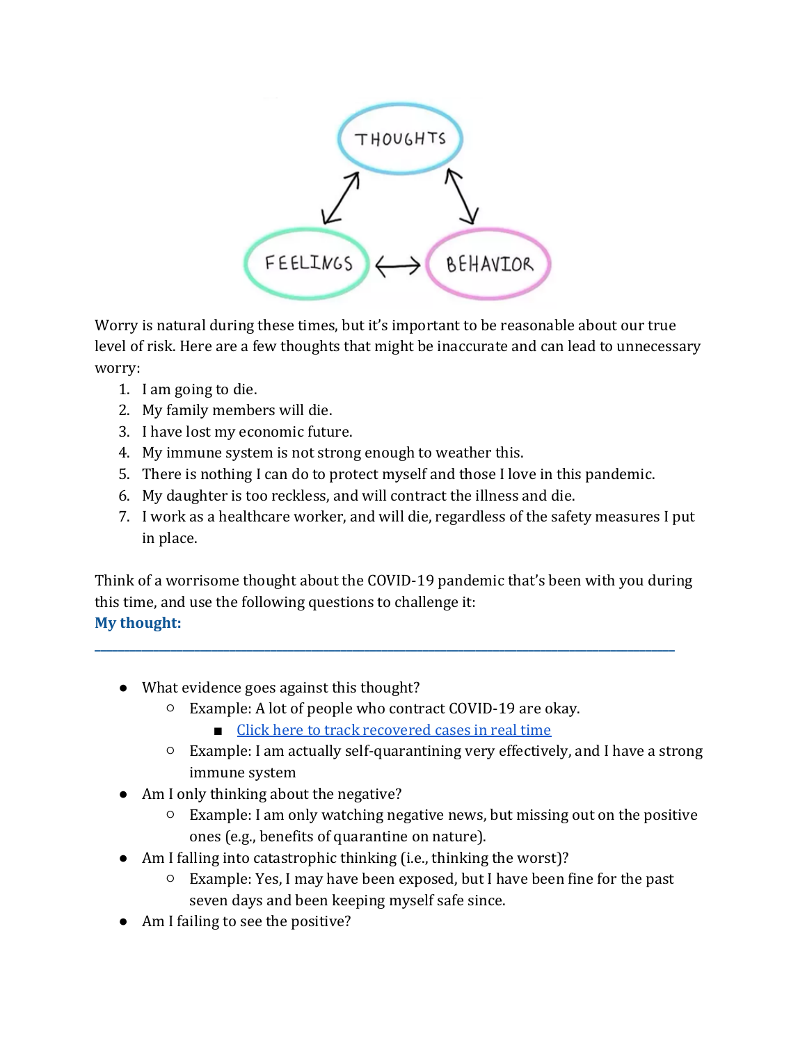Worry is natural during these times, but it's important to be reasonable about our true level of risk. Here are a few thoughts that might be inaccurate and can lead to unnecessary worry:

1. I am going to die.
2. My family members will die.
3. I have lost my economic future.
4. My immune system is not strong enough to weather this.
5. There is nothing I can do to protect myself and those I love in this pandemic.
6. My daughter is too reckless, and will contract the illness and die.
7. I work as a healthcare worker, and will die, regardless of the safety measures I put in place.

Think of a worrisome thought about the COVID-19 pandemic that's been with you during this time, and use the following questions to challenge it:

**My thought:**

_______________________________________________________________________________________

- What evidence goes against this thought?
  - Example: A lot of people who contract COVID-19 are okay.
    - Click here to track recovered cases in real time
  - Example: I am actually self-quarantining very effectively, and I have a strong immune system
- Am I only thinking about the negative?
  - Example: I am only watching negative news, but missing out on the positive ones (e.g., benefits of quarantine on nature).
- Am I falling into catastrophic thinking (i.e., thinking the worst)?
  - Example: Yes, I may have been exposed, but I have been fine for the past seven days and been keeping myself safe since.
- Am I failing to see the positive?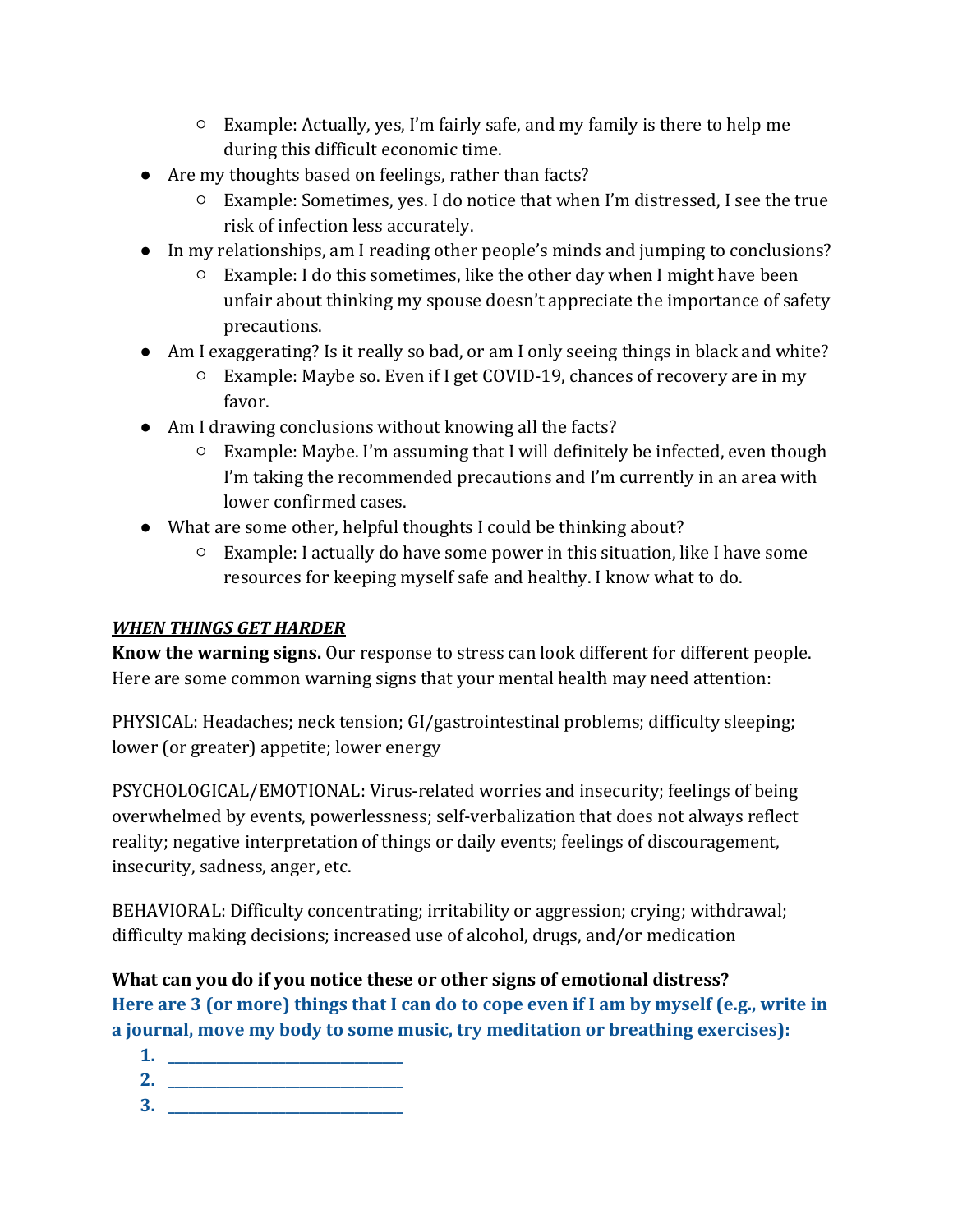- Example: Actually, yes, I'm fairly safe, and my family is there to help me during this difficult economic time.
- Are my thoughts based on feelings, rather than facts?
    - Example: Sometimes, yes. I do notice that when I'm distressed, I see the true risk of infection less accurately.
- In my relationships, am I reading other people's minds and jumping to conclusions?
    - Example: I do this sometimes, like the other day when I might have been unfair about thinking my spouse doesn't appreciate the importance of safety precautions.
- Am I exaggerating? Is it really so bad, or am I only seeing things in black and white?
    - Example: Maybe so. Even if I get COVID-19, chances of recovery are in my favor.
- Am I drawing conclusions without knowing all the facts?
    - Example: Maybe. I'm assuming that I will definitely be infected, even though I'm taking the recommended precautions and I'm currently in an area with lower confirmed cases.
- What are some other, helpful thoughts I could be thinking about?
    - Example: I actually do have some power in this situation, like I have some resources for keeping myself safe and healthy. I know what to do.

***WHEN THINGS GET HARDER***

**Know the warning signs.** Our response to stress can look different for different people. Here are some common warning signs that your mental health may need attention:

PHYSICAL: Headaches; neck tension; GI/gastrointestinal problems; difficulty sleeping; lower (or greater) appetite; lower energy

PSYCHOLOGICAL/EMOTIONAL: Virus-related worries and insecurity; feelings of being overwhelmed by events, powerlessness; self-verbalization that does not always reflect reality; negative interpretation of things or daily events; feelings of discouragement, insecurity, sadness, anger, etc.

BEHAVIORAL: Difficulty concentrating; irritability or aggression; crying; withdrawal; difficulty making decisions; increased use of alcohol, drugs, and/or medication

**What can you do if you notice these or other signs of emotional distress?**
**Here are 3 (or more) things that I can do to cope even if I am by myself (e.g., write in a journal, move my body to some music, try meditation or breathing exercises):**

1. ______________________________
2. ______________________________
3. ______________________________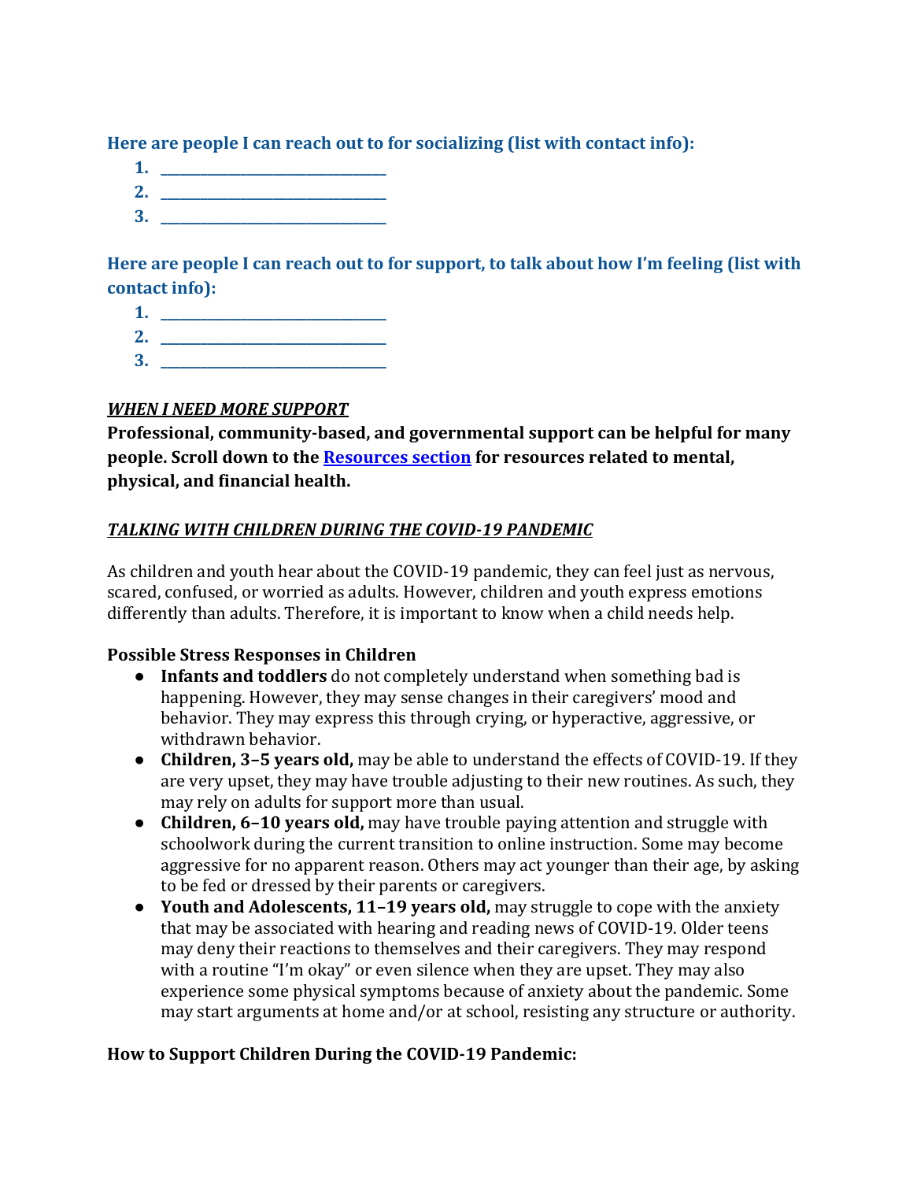**Here are people I can reach out to for socializing (list with contact info):**

1. ________________________________
2. ________________________________
3. ________________________________

**Here are people I can reach out to for support, to talk about how I'm feeling (list with contact info):**

1. ________________________________
2. ________________________________
3. ________________________________

***WHEN I NEED MORE SUPPORT***

**Professional, community-based, and governmental support can be helpful for many people. Scroll down to the Resources section for resources related to mental, physical, and financial health.**

***TALKING WITH CHILDREN DURING THE COVID-19 PANDEMIC***

As children and youth hear about the COVID-19 pandemic, they can feel just as nervous, scared, confused, or worried as adults. However, children and youth express emotions differently than adults. Therefore, it is important to know when a child needs help.

**Possible Stress Responses in Children**

- **Infants and toddlers** do not completely understand when something bad is happening. However, they may sense changes in their caregivers' mood and behavior. They may express this through crying, or hyperactive, aggressive, or withdrawn behavior.
- **Children, 3–5 years old,** may be able to understand the effects of COVID-19. If they are very upset, they may have trouble adjusting to their new routines. As such, they may rely on adults for support more than usual.
- **Children, 6–10 years old,** may have trouble paying attention and struggle with schoolwork during the current transition to online instruction. Some may become aggressive for no apparent reason. Others may act younger than their age, by asking to be fed or dressed by their parents or caregivers.
- **Youth and Adolescents, 11–19 years old,** may struggle to cope with the anxiety that may be associated with hearing and reading news of COVID-19. Older teens may deny their reactions to themselves and their caregivers. They may respond with a routine "I'm okay" or even silence when they are upset. They may also experience some physical symptoms because of anxiety about the pandemic. Some may start arguments at home and/or at school, resisting any structure or authority.

**How to Support Children During the COVID-19 Pandemic:**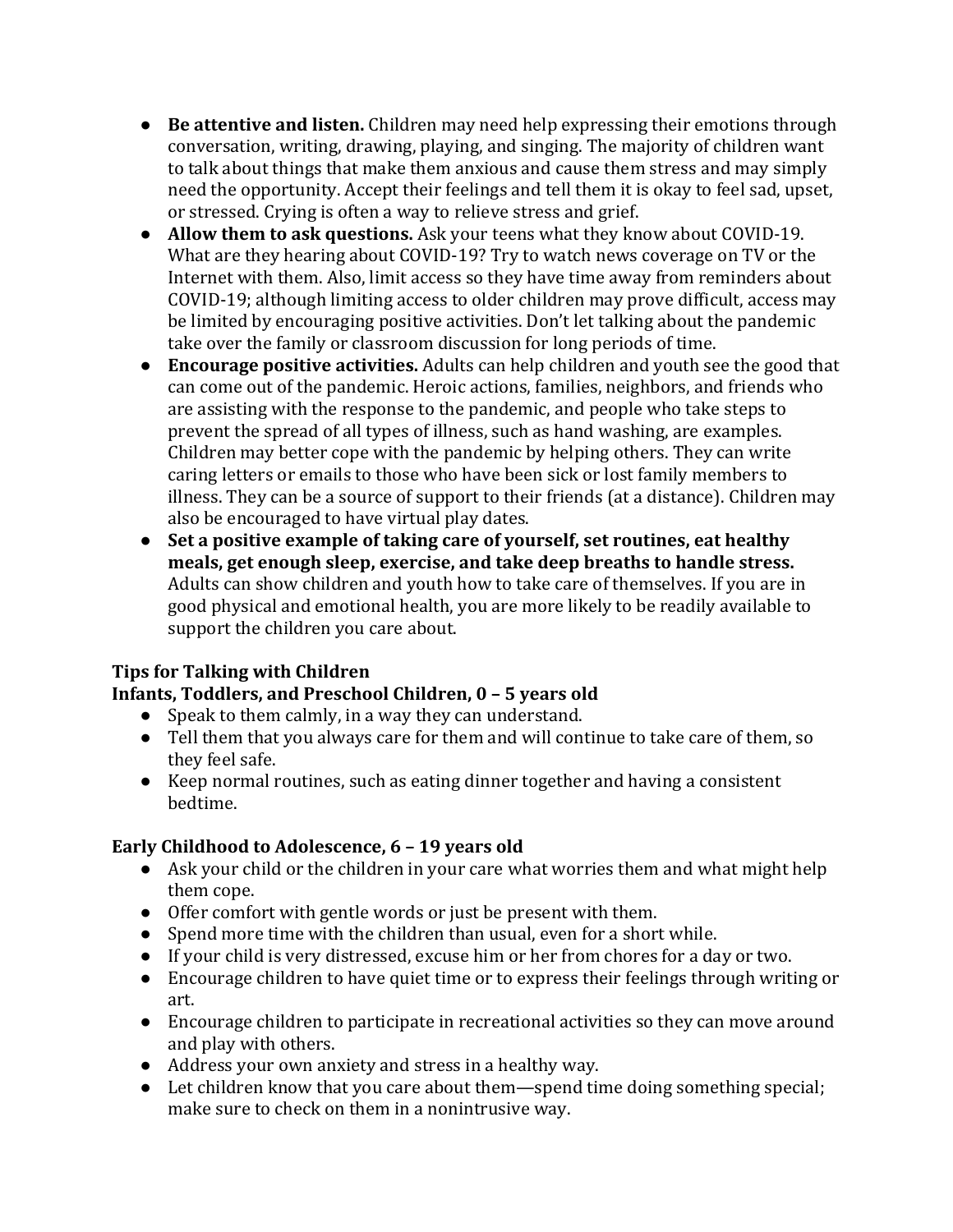- **Be attentive and listen.** Children may need help expressing their emotions through conversation, writing, drawing, playing, and singing. The majority of children want to talk about things that make them anxious and cause them stress and may simply need the opportunity. Accept their feelings and tell them it is okay to feel sad, upset, or stressed. Crying is often a way to relieve stress and grief.
- **Allow them to ask questions.** Ask your teens what they know about COVID-19. What are they hearing about COVID-19? Try to watch news coverage on TV or the Internet with them. Also, limit access so they have time away from reminders about COVID-19; although limiting access to older children may prove difficult, access may be limited by encouraging positive activities. Don't let talking about the pandemic take over the family or classroom discussion for long periods of time.
- **Encourage positive activities.** Adults can help children and youth see the good that can come out of the pandemic. Heroic actions, families, neighbors, and friends who are assisting with the response to the pandemic, and people who take steps to prevent the spread of all types of illness, such as hand washing, are examples. Children may better cope with the pandemic by helping others. They can write caring letters or emails to those who have been sick or lost family members to illness. They can be a source of support to their friends (at a distance). Children may also be encouraged to have virtual play dates.
- **Set a positive example of taking care of yourself, set routines, eat healthy meals, get enough sleep, exercise, and take deep breaths to handle stress.** Adults can show children and youth how to take care of themselves. If you are in good physical and emotional health, you are more likely to be readily available to support the children you care about.

**Tips for Talking with Children**

**Infants, Toddlers, and Preschool Children, 0 – 5 years old**

- Speak to them calmly, in a way they can understand.
- Tell them that you always care for them and will continue to take care of them, so they feel safe.
- Keep normal routines, such as eating dinner together and having a consistent bedtime.

**Early Childhood to Adolescence, 6 – 19 years old**

- Ask your child or the children in your care what worries them and what might help them cope.
- Offer comfort with gentle words or just be present with them.
- Spend more time with the children than usual, even for a short while.
- If your child is very distressed, excuse him or her from chores for a day or two.
- Encourage children to have quiet time or to express their feelings through writing or art.
- Encourage children to participate in recreational activities so they can move around and play with others.
- Address your own anxiety and stress in a healthy way.
- Let children know that you care about them—spend time doing something special; make sure to check on them in a nonintrusive way.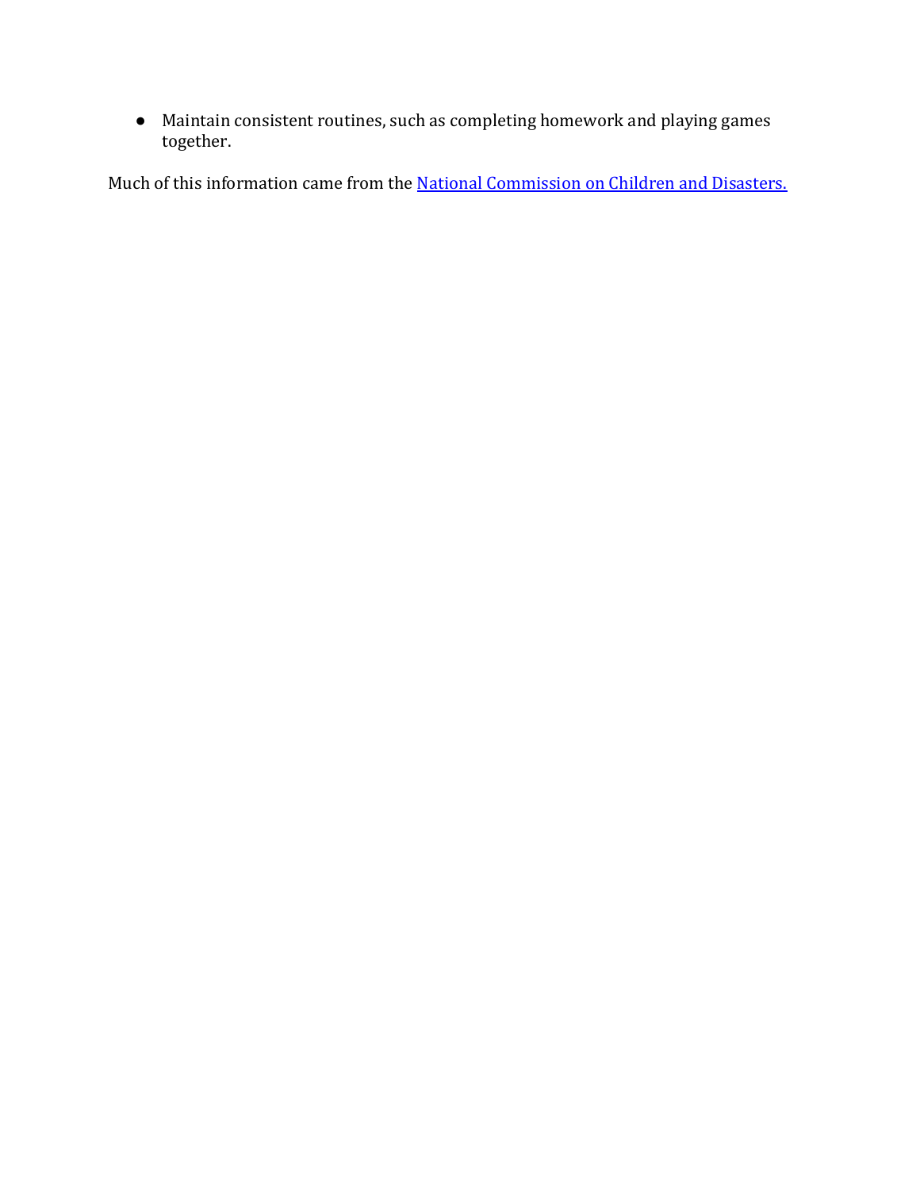- Maintain consistent routines, such as completing homework and playing games together.

Much of this information came from the National Commission on Children and Disasters.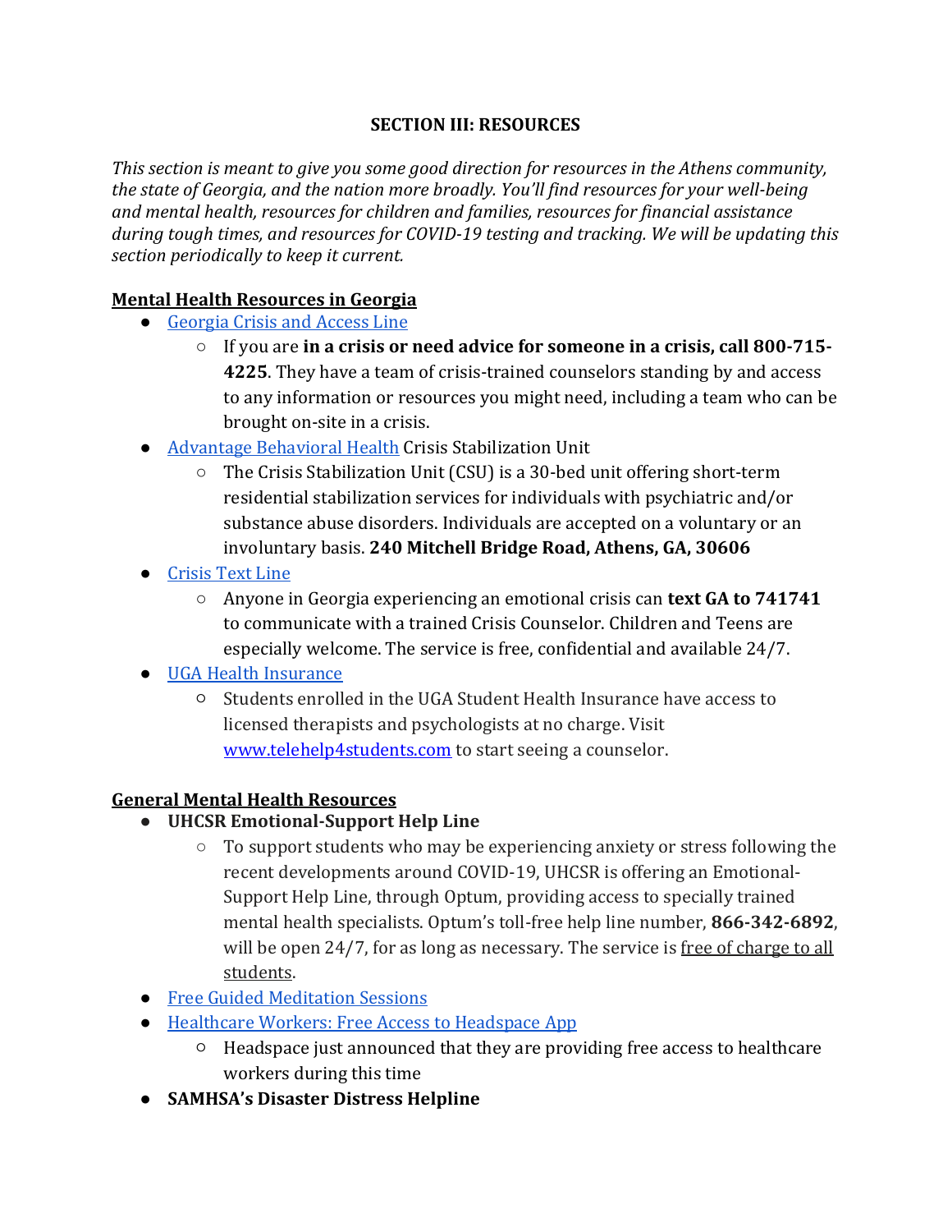## SECTION III: RESOURCES

*This section is meant to give you some good direction for resources in the Athens community, the state of Georgia, and the nation more broadly. You'll find resources for your well-being and mental health, resources for children and families, resources for financial assistance during tough times, and resources for COVID-19 testing and tracking. We will be updating this section periodically to keep it current.*

### Mental Health Resources in Georgia

- Georgia Crisis and Access Line
  - If you are **in a crisis or need advice for someone in a crisis, call 800-715-4225**. They have a team of crisis-trained counselors standing by and access to any information or resources you might need, including a team who can be brought on-site in a crisis.
- Advantage Behavioral Health Crisis Stabilization Unit
  - The Crisis Stabilization Unit (CSU) is a 30-bed unit offering short-term residential stabilization services for individuals with psychiatric and/or substance abuse disorders. Individuals are accepted on a voluntary or an involuntary basis. **240 Mitchell Bridge Road, Athens, GA, 30606**
- Crisis Text Line
  - Anyone in Georgia experiencing an emotional crisis can **text GA to 741741** to communicate with a trained Crisis Counselor. Children and Teens are especially welcome. The service is free, confidential and available 24/7.
- UGA Health Insurance
  - Students enrolled in the UGA Student Health Insurance have access to licensed therapists and psychologists at no charge. Visit www.telehelp4students.com to start seeing a counselor.

### General Mental Health Resources

- **UHCSR Emotional-Support Help Line**
  - To support students who may be experiencing anxiety or stress following the recent developments around COVID-19, UHCSR is offering an Emotional-Support Help Line, through Optum, providing access to specially trained mental health specialists. Optum's toll-free help line number, **866-342-6892**, will be open 24/7, for as long as necessary. The service is free of charge to all students.
- Free Guided Meditation Sessions
- Healthcare Workers: Free Access to Headspace App
  - Headspace just announced that they are providing free access to healthcare workers during this time
- **SAMHSA's Disaster Distress Helpline**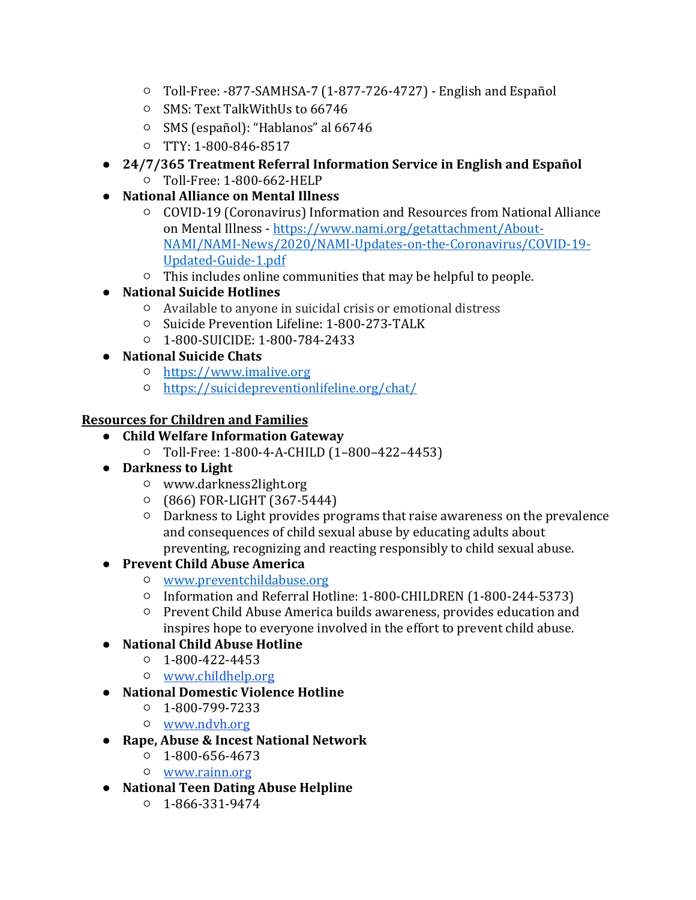- Toll-Free: -877-SAMHSA-7 (1-877-726-4727) - English and Español
    - SMS: Text TalkWithUs to 66746
    - SMS (español): "Hablanos" al 66746
    - TTY: 1-800-846-8517
- **24/7/365 Treatment Referral Information Service in English and Español**
    - Toll-Free: 1-800-662-HELP
- **National Alliance on Mental Illness**
    - COVID-19 (Coronavirus) Information and Resources from National Alliance on Mental Illness - [https://www.nami.org/getattachment/About-NAMI/NAMI-News/2020/NAMI-Updates-on-the-Coronavirus/COVID-19-Updated-Guide-1.pdf](https://www.nami.org/getattachment/About-NAMI/NAMI-News/2020/NAMI-Updates-on-the-Coronavirus/COVID-19-Updated-Guide-1.pdf)
    - This includes online communities that may be helpful to people.
- **National Suicide Hotlines**
    - Available to anyone in suicidal crisis or emotional distress
    - Suicide Prevention Lifeline: 1-800-273-TALK
    - 1-800-SUICIDE: 1-800-784-2433
- **National Suicide Chats**
    - [https://www.imalive.org](https://www.imalive.org)
    - [https://suicidepreventionlifeline.org/chat/](https://suicidepreventionlifeline.org/chat/)

**<u>Resources for Children and Families</u>**

- **Child Welfare Information Gateway**
    - Toll-Free: 1-800-4-A-CHILD (1–800–422–4453)
- **Darkness to Light**
    - www.darkness2light.org
    - (866) FOR-LIGHT (367-5444)
    - Darkness to Light provides programs that raise awareness on the prevalence and consequences of child sexual abuse by educating adults about preventing, recognizing and reacting responsibly to child sexual abuse.
- **Prevent Child Abuse America**
    - [www.preventchildabuse.org](http://www.preventchildabuse.org)
    - Information and Referral Hotline: 1-800-CHILDREN (1-800-244-5373)
    - Prevent Child Abuse America builds awareness, provides education and inspires hope to everyone involved in the effort to prevent child abuse.
- **National Child Abuse Hotline**
    - 1-800-422-4453
    - [www.childhelp.org](http://www.childhelp.org)
- **National Domestic Violence Hotline**
    - 1-800-799-7233
    - [www.ndvh.org](http://www.ndvh.org)
- **Rape, Abuse & Incest National Network**
    - 1-800-656-4673
    - [www.rainn.org](http://www.rainn.org)
- **National Teen Dating Abuse Helpline**
    - 1-866-331-9474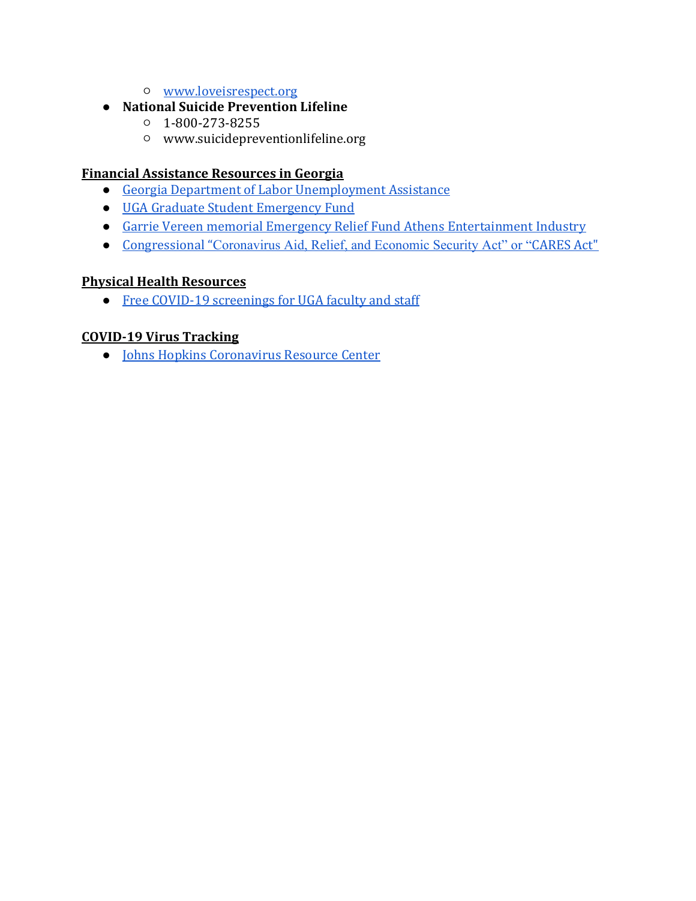- www.loveisrespect.org
- **National Suicide Prevention Lifeline**
    - 1-800-273-8255
    - www.suicidepreventionlifeline.org

**Financial Assistance Resources in Georgia**

- Georgia Department of Labor Unemployment Assistance
- UGA Graduate Student Emergency Fund
- Garrie Vereen memorial Emergency Relief Fund Athens Entertainment Industry
- Congressional "Coronavirus Aid, Relief, and Economic Security Act" or "CARES Act"

**Physical Health Resources**

- Free COVID-19 screenings for UGA faculty and staff

**COVID-19 Virus Tracking**

- Johns Hopkins Coronavirus Resource Center